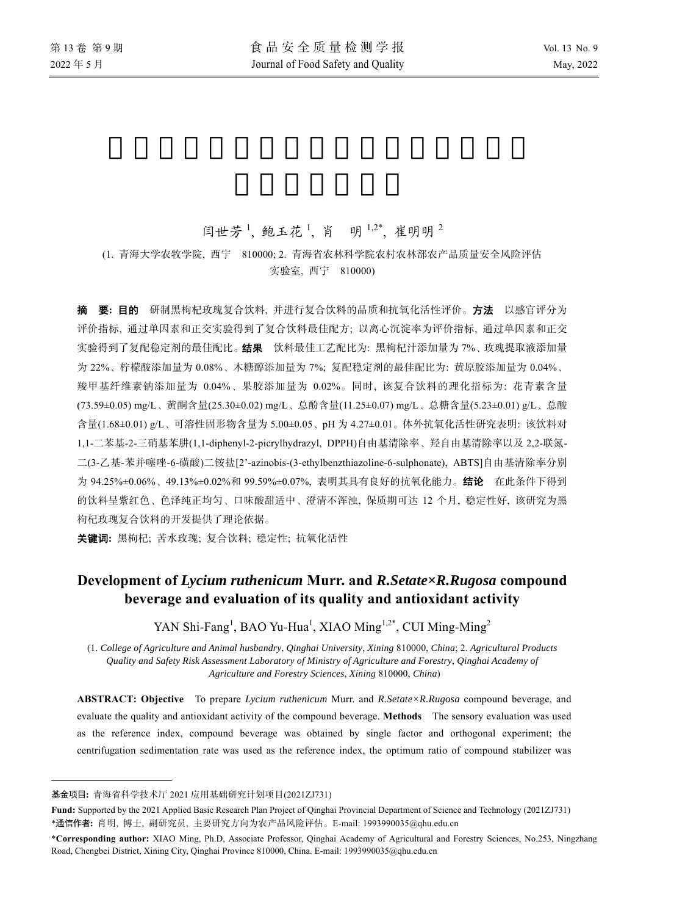闫世芳[1], 鲍玉花[1], 肖　明[1,2*], 崔明明[2]

(1. 青海大学农牧学院, 西宁　810000; 2. 青海省农林科学院农村农林部农产品质量安全风险评估实验室, 西宁　810000)

**摘　要: 目的**　研制黑枸杞玫瑰复合饮料, 并进行复合饮料的品质和抗氧化活性评价。**方法**　以感官评分为评价指标, 通过单因素和正交实验得到了复合饮料最佳配方; 以离心沉淀率为评价指标, 通过单因素和正交实验得到了复配稳定剂的最佳配比。**结果**　饮料最佳工艺配比为: 黑枸杞汁添加量为 7%、玫瑰提取液添加量为 22%、柠檬酸添加量为 0.08%、木糖醇添加量为 7%; 复配稳定剂的最佳配比为: 黄原胶添加量为 0.04%、羧甲基纤维素钠添加量为 0.04%、果胶添加量为 0.02%。同时, 该复合饮料的理化指标为: 花青素含量(73.59±0.05) mg/L、黄酮含量(25.30±0.02) mg/L、总酚含量(11.25±0.07) mg/L、总糖含量(5.23±0.01) g/L、总酸含量(1.68±0.01) g/L、可溶性固形物含量为 5.00±0.05、pH 为 4.27±0.01。体外抗氧化活性研究表明: 该饮料对 1,1-二苯基-2-三硝基苯肼(1,1-diphenyl-2-picrylhydrazyl, DPPH)自由基清除率、羟自由基清除率以及 2,2-联氮-二(3-乙基-苯并噻唑-6-磺酸)二铵盐[2'-azinobis-(3-ethylbenzthiazoline-6-sulphonate), ABTS]自由基清除率分别为 94.25%±0.06%、49.13%±0.02%和 99.59%±0.07%, 表明其具有良好的抗氧化能力。**结论**　在此条件下得到的饮料呈紫红色、色泽纯正均匀、口味酸甜适中、澄清不浑浊, 保质期可达 12 个月, 稳定性好, 该研究为黑枸杞玫瑰复合饮料的开发提供了理论依据。

**关键词:** 黑枸杞; 苦水玫瑰; 复合饮料; 稳定性; 抗氧化活性

# Development of *Lycium ruthenicum* Murr. and *R.Setate×R.Rugosa* compound beverage and evaluation of its quality and antioxidant activity

YAN Shi-Fang[1], BAO Yu-Hua[1], XIAO Ming[1,2*], CUI Ming-Ming[2]

(1. *College of Agriculture and Animal husbandry*, *Qinghai University*, *Xining* 810000, *China*; 2. *Agricultural Products Quality and Safety Risk Assessment Laboratory of Ministry of Agriculture and Forestry*, *Qinghai Academy of Agriculture and Forestry Sciences*, *Xining* 810000, *China*)

**ABSTRACT: Objective**　To prepare *Lycium ruthenicum* Murr. and *R.Setate×R.Rugosa* compound beverage, and evaluate the quality and antioxidant activity of the compound beverage. **Methods**　The sensory evaluation was used as the reference index, compound beverage was obtained by single factor and orthogonal experiment; the centrifugation sedimentation rate was used as the reference index, the optimum ratio of compound stabilizer was

---

**基金项目:** 青海省科学技术厅 2021 应用基础研究计划项目(2021ZJ731)

**Fund:** Supported by the 2021 Applied Basic Research Plan Project of Qinghai Provincial Department of Science and Technology (2021ZJ731)

***通信作者:** 肖明, 博士, 副研究员, 主要研究方向为农产品风险评估。E-mail: 1993990035@qhu.edu.cn

***Corresponding author:** XIAO Ming, Ph.D, Associate Professor, Qinghai Academy of Agricultural and Forestry Sciences, No.253, Ningzhang Road, Chengbei District, Xining City, Qinghai Province 810000, China. E-mail: 1993990035@qhu.edu.cn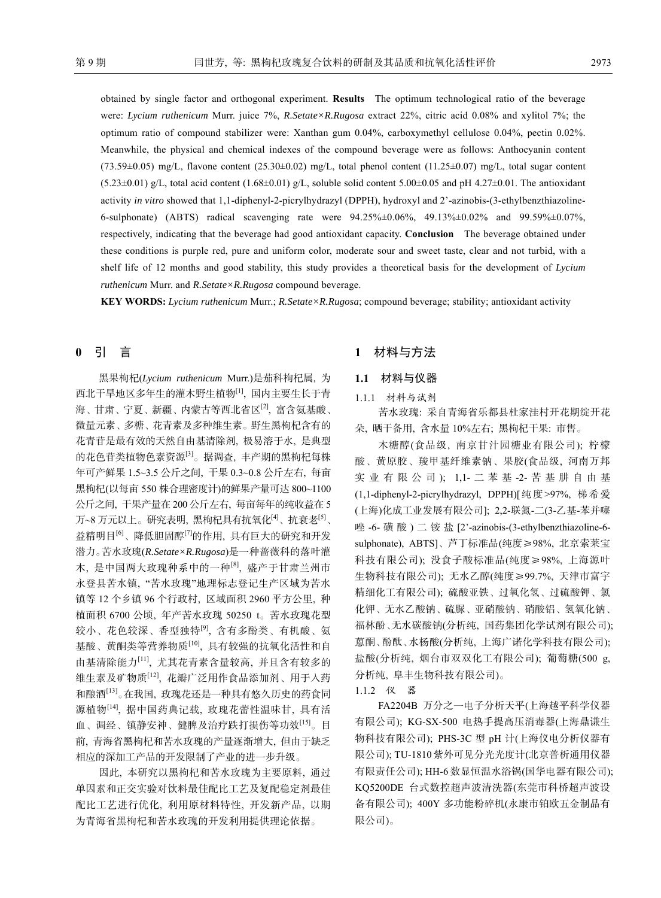obtained by single factor and orthogonal experiment. **Results** The optimum technological ratio of the beverage were: *Lycium ruthenicum* Murr. juice 7%, *R.Setate×R.Rugosa* extract 22%, citric acid 0.08% and xylitol 7%; the optimum ratio of compound stabilizer were: Xanthan gum 0.04%, carboxymethyl cellulose 0.04%, pectin 0.02%. Meanwhile, the physical and chemical indexes of the compound beverage were as follows: Anthocyanin content (73.59±0.05) mg/L, flavone content (25.30±0.02) mg/L, total phenol content (11.25±0.07) mg/L, total sugar content (5.23±0.01) g/L, total acid content (1.68±0.01) g/L, soluble solid content 5.00±0.05 and pH 4.27±0.01. The antioxidant activity *in vitro* showed that 1,1-diphenyl-2-picrylhydrazyl (DPPH), hydroxyl and 2'-azinobis-(3-ethylbenzthiazoline-6-sulphonate) (ABTS) radical scavenging rate were 94.25%±0.06%, 49.13%±0.02% and 99.59%±0.07%, respectively, indicating that the beverage had good antioxidant capacity. **Conclusion** The beverage obtained under these conditions is purple red, pure and uniform color, moderate sour and sweet taste, clear and not turbid, with a shelf life of 12 months and good stability, this study provides a theoretical basis for the development of *Lycium ruthenicum* Murr. and *R.Setate×R.Rugosa* compound beverage.

**KEY WORDS:** *Lycium ruthenicum* Murr.; *R.Setate×R.Rugosa*; compound beverage; stability; antioxidant activity

## 0 引 言

黑果枸杞(*Lycium ruthenicum* Murr.)是茄科枸杞属，为西北干旱地区多年生的灌木野生植物[1]，国内主要生长于青海、甘肃、宁夏、新疆、内蒙古等西北省区[2]，富含氨基酸、微量元素、多糖、花青素及多种维生素。野生黑枸杞含有的花青苷是最有效的天然自由基清除剂，极易溶于水，是典型的花色苷类植物色素资源[3]。据调查，丰产期的黑枸杞每株年可产鲜果 1.5~3.5 公斤之间，干果 0.3~0.8 公斤左右，每亩黑枸杞(以每亩 550 株合理密度计)的鲜果产量可达 800~1100 公斤之间，干果产量在 200 公斤左右，每亩每年的纯收益在 5 万~8 万元以上。研究表明，黑枸杞具有抗氧化[4]、抗衰老[5]、益精明目[6]、降低胆固醇[7]的作用，具有巨大的研究和开发潜力。苦水玫瑰(*R.Setate×R.Rugosa*)是一种蔷薇科的落叶灌木，是中国两大玫瑰种系中的一种[8]，盛产于甘肃兰州市永登县苦水镇，"苦水玫瑰"地理标志登记生产区域为苦水镇等 12 个乡镇 96 个行政村，区域面积 2960 平方公里，种植面积 6700 公顷，年产苦水玫瑰 50250 t。苦水玫瑰花型较小、花色较深、香型独特[9]，含有多酚类、有机酸、氨基酸、黄酮类等营养物质[10]，具有较强的抗氧化活性和自由基清除能力[11]，尤其花青素含量较高，并且含有较多的维生素及矿物质[12]，花瓣广泛用作食品添加剂、用于入药和酿酒[13]。在我国，玫瑰花还是一种具有悠久历史的药食同源植物[14]，据中国药典记载，玫瑰花蕾性温味甘，具有活血、调经、镇静安神、健脾及治疗跌打损伤等功效[15]。目前，青海省黑枸杞和苦水玫瑰的产量逐渐增大，但由于缺乏相应的深加工产品的开发限制了产业的进一步升级。

因此，本研究以黑枸杞和苦水玫瑰为主要原料，通过单因素和正交实验对饮料最佳配比工艺及复配稳定剂最佳配比工艺进行优化，利用原材料特性，开发新产品，以期为青海省黑枸杞和苦水玫瑰的开发利用提供理论依据。

## 1 材料与方法

### 1.1 材料与仪器

#### 1.1.1 材料与试剂

苦水玫瑰：采自青海省乐都县杜家洼村开花期绽开花朵，晒干备用，含水量 10%左右；黑枸杞干果：市售。

木糖醇(食品级，南京甘汁园糖业有限公司)；柠檬酸、黄原胶、羧甲基纤维素钠、果胶(食品级，河南万邦实业有限公司)；1,1-二苯基-2-苦基肼自由基(1,1-diphenyl-2-picrylhydrazyl, DPPH)[纯度>97%，梯希爱(上海)化成工业发展有限公司]；2,2-联氮-二(3-乙基-苯并噻唑-6-磺酸)二铵盐[2'-azinobis-(3-ethylbenzthiazoline-6-sulphonate), ABTS]、芦丁标准品(纯度≥98%，北京索莱宝科技有限公司)；没食子酸标准品(纯度≥98%，上海源叶生物科技有限公司)；无水乙醇(纯度≥99.7%，天津市富宇精细化工有限公司)；硫酸亚铁、过氧化氢、过硫酸钾、氯化钾、无水乙酸钠、硫脲、亚硝酸钠、硝酸铝、氢氧化钠、福林酚、无水碳酸钠(分析纯，国药集团化学试剂有限公司)；蒽酮、酚酞、水杨酸(分析纯，上海广诺化学科技有限公司)；盐酸(分析纯，烟台市双双化工有限公司)；葡萄糖(500 g，分析纯，阜丰生物科技有限公司)。

#### 1.1.2 仪 器

FA2204B 万分之一电子分析天平(上海越平科学仪器有限公司)；KG-SX-500 电热手提高压消毒器(上海鼎谦生物科技有限公司)；PHS-3C 型 pH 计(上海仪电分析仪器有限公司)；TU-1810 紫外可见分光光度计(北京普析通用仪器有限责任公司)；HH-6 数显恒温水浴锅(国华电器有限公司)；KQ5200DE 台式数控超声波清洗器(东莞市科桥超声波设备有限公司)；400Y 多功能粉碎机(永康市铂欧五金制品有限公司)。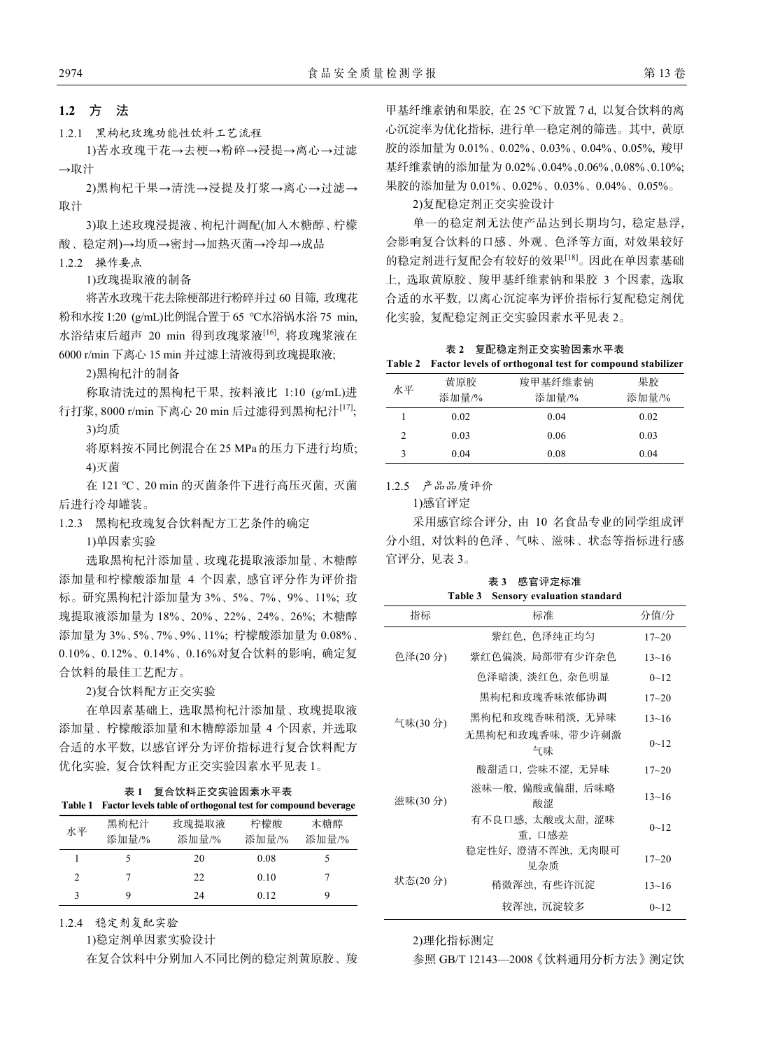### 1.2 方 法

#### 1.2.1 黑枸杞玫瑰功能性饮料工艺流程

1)苦水玫瑰干花→去梗→粉碎→浸提→离心→过滤→取汁

2)黑枸杞干果→清洗→浸提及打浆→离心→过滤→取汁

3)取上述玫瑰浸提液、枸杞汁调配(加入木糖醇、柠檬酸、稳定剂)→均质→密封→加热灭菌→冷却→成品

#### 1.2.2 操作要点

1)玫瑰提取液的制备

将苦水玫瑰干花去除梗部进行粉碎并过 60 目筛, 玫瑰花粉和水按 1:20 (g/mL)比例混合置于 65 ℃水浴锅水浴 75 min, 水浴结束后超声 20 min 得到玫瑰浆液[16], 将玫瑰浆液在 6000 r/min 下离心 15 min 并过滤上清液得到玫瑰提取液;

2)黑枸杞汁的制备

称取清洗过的黑枸杞干果, 按料液比 1:10 (g/mL)进行打浆, 8000 r/min 下离心 20 min 后过滤得到黑枸杞汁[17];

3)均质

将原料按不同比例混合在 25 MPa 的压力下进行均质;

4)灭菌

在 121 ℃、20 min 的灭菌条件下进行高压灭菌, 灭菌后进行冷却罐装。

#### 1.2.3 黑枸杞玫瑰复合饮料配方工艺条件的确定

1)单因素实验

选取黑枸杞汁添加量、玫瑰花提取液添加量、木糖醇添加量和柠檬酸添加量 4 个因素, 感官评分作为评价指标。研究黑枸杞汁添加量为 3%、5%、7%、9%、11%; 玫瑰提取液添加量为 18%、20%、22%、24%、26%; 木糖醇添加量为 3%、5%、7%、9%、11%; 柠檬酸添加量为 0.08%、0.10%、0.12%、0.14%、0.16%对复合饮料的影响, 确定复合饮料的最佳工艺配方。

2)复合饮料配方正交实验

在单因素基础上, 选取黑枸杞汁添加量、玫瑰提取液添加量、柠檬酸添加量和木糖醇添加量 4 个因素, 并选取合适的水平数, 以感官评分为评价指标进行复合饮料配方优化实验, 复合饮料配方正交实验因素水平见表 1。

**表 1 复合饮料正交实验因素水平表**
**Table 1 Factor levels table of orthogonal test for compound beverage**

| 水平 | 黑枸杞汁添加量/% | 玫瑰提取液添加量/% | 柠檬酸添加量/% | 木糖醇添加量/% |
|---|---|---|---|---|
| 1 | 5 | 20 | 0.08 | 5 |
| 2 | 7 | 22 | 0.10 | 7 |
| 3 | 9 | 24 | 0.12 | 9 |

#### 1.2.4 稳定剂复配实验

1)稳定剂单因素实验设计

在复合饮料中分别加入不同比例的稳定剂黄原胶、羧甲基纤维素钠和果胶, 在 25 ℃下放置 7 d, 以复合饮料的离心沉淀率为优化指标, 进行单一稳定剂的筛选。其中, 黄原胶的添加量为 0.01%、0.02%、0.03%、0.04%、0.05%, 羧甲基纤维素钠的添加量为 0.02%、0.04%、0.06%、0.08%、0.10%; 果胶的添加量为 0.01%、0.02%、0.03%、0.04%、0.05%。

2)复配稳定剂正交实验设计

单一的稳定剂无法使产品达到长期均匀, 稳定悬浮, 会影响复合饮料的口感、外观、色泽等方面, 对效果较好的稳定剂进行复配会有较好的效果[18]。因此在单因素基础上, 选取黄原胶、羧甲基纤维素钠和果胶 3 个因素, 选取合适的水平数, 以离心沉淀率为评价指标行复配稳定剂优化实验, 复配稳定剂正交实验因素水平见表 2。

**表 2 复配稳定剂正交实验因素水平表**
**Table 2 Factor levels of orthogonal test for compound stabilizer**

| 水平 | 黄原胶添加量/% | 羧甲基纤维素钠添加量/% | 果胶添加量/% |
|---|---|---|---|
| 1 | 0.02 | 0.04 | 0.02 |
| 2 | 0.03 | 0.06 | 0.03 |
| 3 | 0.04 | 0.08 | 0.04 |

#### 1.2.5 产品品质评价

1)感官评定

采用感官综合评分, 由 10 名食品专业的同学组成评分小组, 对饮料的色泽、气味、滋味、状态等指标进行感官评分, 见表 3。

**表 3 感官评定标准**
**Table 3 Sensory evaluation standard**

| 指标 | 标准 | 分值/分 |
|---|---|---|
| 色泽(20 分) | 紫红色, 色泽纯正均匀 | 17~20 |
| | 紫红色偏淡, 局部带有少许杂色 | 13~16 |
| | 色泽暗淡, 淡红色, 杂色明显 | 0~12 |
| 气味(30 分) | 黑枸杞和玫瑰香味浓郁协调 | 17~20 |
| | 黑枸杞和玫瑰香味稍淡, 无异味 | 13~16 |
| | 无黑枸杞和玫瑰香味, 带少许刺激气味 | 0~12 |
| 滋味(30 分) | 酸甜适口, 尝味不涩, 无异味 | 17~20 |
| | 滋味一般, 偏酸或偏甜, 后味略酸涩 | 13~16 |
| | 有不良口感, 太酸或太甜, 涩味重, 口感差 | 0~12 |
| 状态(20 分) | 稳定性好, 澄清不浑浊, 无肉眼可见杂质 | 17~20 |
| | 稍微浑浊, 有些许沉淀 | 13~16 |
| | 较浑浊, 沉淀较多 | 0~12 |

2)理化指标测定

参照 GB/T 12143—2008《饮料通用分析方法》测定饮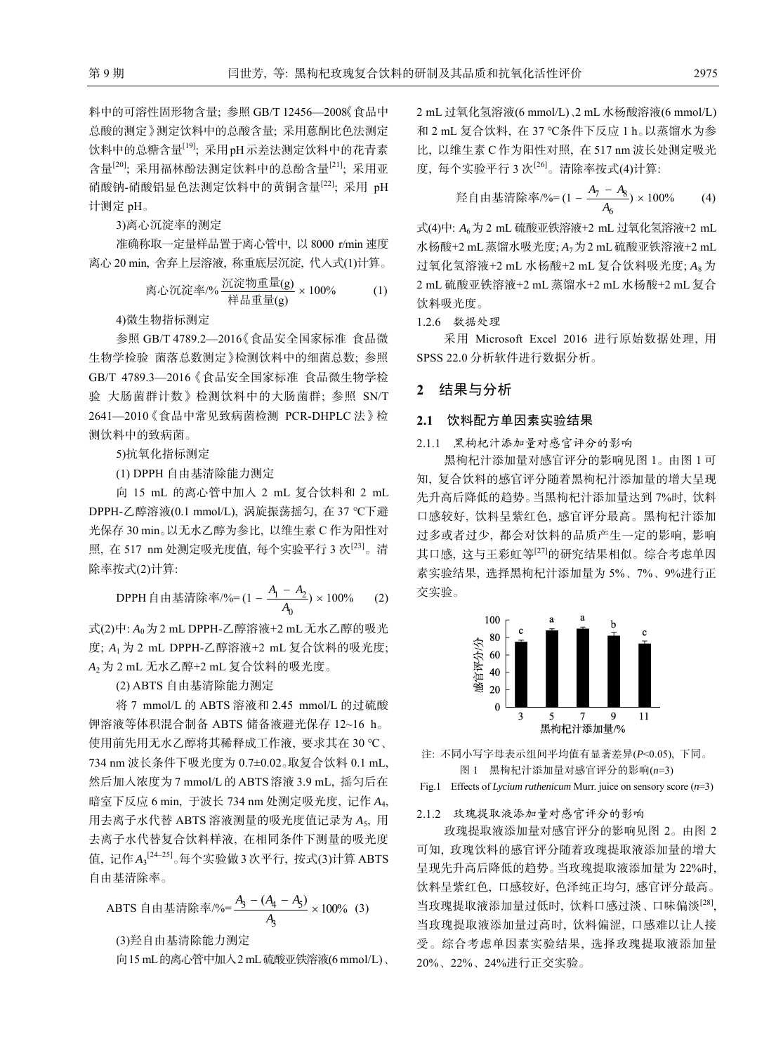料中的可溶性固形物含量; 参照 GB/T 12456—2008《食品中总酸的测定》测定饮料中的总酸含量; 采用蒽酮比色法测定饮料中的总糖含量[19]; 采用pH示差法测定饮料中的花青素含量[20]; 采用福林酚法测定饮料中的总酚含量[21]; 采用亚硝酸钠-硝酸铝显色法测定饮料中的黄铜含量[22]; 采用 pH 计测定 pH。

3)离心沉淀率的测定

准确称取一定量样品置于离心管中, 以 8000 r/min 速度离心 20 min, 舍弃上层溶液, 称重底层沉淀, 代入式(1)计算。

$$\text{离心沉淀率/\%}\ \frac{\text{沉淀物重量(g)}}{\text{样品重量(g)}} \times 100\% \tag{1}$$

4)微生物指标测定

参照 GB/T 4789.2—2016《食品安全国家标准 食品微生物学检验 菌落总数测定》检测饮料中的细菌总数; 参照 GB/T 4789.3—2016《食品安全国家标准 食品微生物学检验 大肠菌群计数》检测饮料中的大肠菌群; 参照 SN/T 2641—2010《食品中常见致病菌检测 PCR-DHPLC 法》检测饮料中的致病菌。

5)抗氧化指标测定

(1) DPPH 自由基清除能力测定

向 15 mL 的离心管中加入 2 mL 复合饮料和 2 mL DPPH-乙醇溶液(0.1 mmol/L), 涡旋振荡摇匀, 在 37 ℃下避光保存 30 min。以无水乙醇为参比, 以维生素 C 作为阳性对照, 在 517 nm 处测定吸光度值, 每个实验平行 3 次[23]。清除率按式(2)计算:

$$\text{DPPH 自由基清除率/\%}=(1-\frac{A_1-A_2}{A_0})\times 100\% \tag{2}$$

式(2)中: $A_0$为 2 mL DPPH-乙醇溶液+2 mL 无水乙醇的吸光度; $A_1$为 2 mL DPPH-乙醇溶液+2 mL 复合饮料的吸光度; $A_2$为 2 mL 无水乙醇+2 mL 复合饮料的吸光度。

(2) ABTS 自由基清除能力测定

将 7 mmol/L 的 ABTS 溶液和 2.45 mmol/L 的过硫酸钾溶液等体积混合制备 ABTS 储备液避光保存 12~16 h。使用前先用无水乙醇将其稀释成工作液, 要求其在 30 ℃、734 nm 波长条件下吸光度为 0.7±0.02。取复合饮料 0.1 mL, 然后加入浓度为 7 mmol/L 的 ABTS 溶液 3.9 mL, 摇匀后在暗室下反应 6 min, 于波长 734 nm 处测定吸光度, 记作 $A_4$, 用去离子水代替 ABTS 溶液测量的吸光度值记录为 $A_5$, 用去离子水代替复合饮料样液, 在相同条件下测量的吸光度值, 记作 $A_3$[24–25]。每个实验做 3 次平行, 按式(3)计算 ABTS 自由基清除率。

$$\text{ABTS 自由基清除率/\%}=\frac{A_3-(A_4-A_5)}{A_3}\times 100\% \tag{3}$$

(3)羟自由基清除能力测定

向15 mL的离心管中加入2 mL硫酸亚铁溶液(6 mmol/L)、2 mL 过氧化氢溶液(6 mmol/L)、2 mL 水杨酸溶液(6 mmol/L)和 2 mL 复合饮料, 在 37 ℃条件下反应 1 h。以蒸馏水为参比, 以维生素 C 作为阳性对照, 在 517 nm 波长处测定吸光度, 每个实验平行 3 次[26]。清除率按式(4)计算:

$$\text{羟自由基清除率/\%}=(1-\frac{A_7-A_8}{A_6})\times 100\% \tag{4}$$

式(4)中: $A_6$为 2 mL 硫酸亚铁溶液+2 mL 过氧化氢溶液+2 mL 水杨酸+2 mL 蒸馏水吸光度; $A_7$为 2 mL 硫酸亚铁溶液+2 mL 过氧化氢溶液+2 mL 水杨酸+2 mL 复合饮料吸光度; $A_8$为 2 mL 硫酸亚铁溶液+2 mL 蒸馏水+2 mL 水杨酸+2 mL 复合饮料吸光度。

#### 1.2.6 数据处理

采用 Microsoft Excel 2016 进行原始数据处理, 用 SPSS 22.0 分析软件进行数据分析。

## 2 结果与分析

### 2.1 饮料配方单因素实验结果

#### 2.1.1 黑枸杞汁添加量对感官评分的影响

黑枸杞汁添加量对感官评分的影响见图 1。由图 1 可知, 复合饮料的感官评分随着黑枸杞汁添加量的增大呈现先升高后降低的趋势。当黑枸杞汁添加量达到 7%时, 饮料口感较好, 饮料呈紫红色, 感官评分最高。黑枸杞汁添加过多或者过少, 都会对饮料的品质产生一定的影响, 影响其口感, 这与王彩虹等[27]的研究结果相似。综合考虑单因素实验结果, 选择黑枸杞汁添加量为 5%、7%、9%进行正交实验。

注: 不同小写字母表示组间平均值有显著差异($P<0.05$), 下同。

图 1 黑枸杞汁添加量对感官评分的影响($n$=3)

Fig.1 Effects of *Lycium ruthenicum* Murr. juice on sensory score ($n$=3)

#### 2.1.2 玫瑰提取液添加量对感官评分的影响

玫瑰提取液添加量对感官评分的影响见图 2。由图 2 可知, 玫瑰饮料的感官评分随着玫瑰提取液添加量的增大呈现先升高后降低的趋势。当玫瑰提取液添加量为 22%时, 饮料呈紫红色, 口感较好, 色泽纯正均匀, 感官评分最高。当玫瑰提取液添加量过低时, 饮料口感过淡、口味偏淡[28], 当玫瑰提取液添加量过高时, 饮料偏涩, 口感难以让人接受。综合考虑单因素实验结果, 选择玫瑰提取液添加量 20%、22%、24%进行正交实验。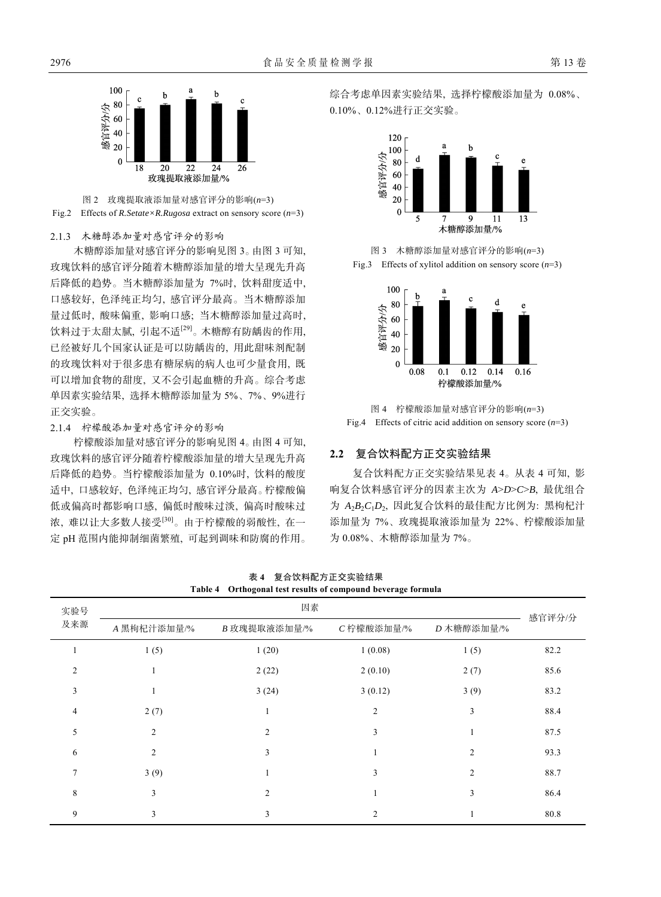图 2　玫瑰提取液添加量对感官评分的影响($n$=3)

Fig.2　Effects of *R.Setate×R.Rugosa* extract on sensory score ($n$=3)

#### 2.1.3　木糖醇添加量对感官评分的影响

木糖醇添加量对感官评分的影响见图 3。由图 3 可知, 玫瑰饮料的感官评分随着木糖醇添加量的增大呈现先升高后降低的趋势。当木糖醇添加量为 7%时, 饮料甜度适中, 口感较好, 色泽纯正均匀, 感官评分最高。当木糖醇添加量过低时, 酸味偏重, 影响口感; 当木糖醇添加量过高时, 饮料过于太甜太腻, 引起不适[29]。木糖醇有防龋齿的作用, 已经被好几个国家认证是可以防龋齿的, 用此甜味剂配制的玫瑰饮料对于很多患有糖尿病的病人也可少量食用, 既可以增加食物的甜度, 又不会引起血糖的升高。综合考虑单因素实验结果, 选择木糖醇添加量为 5%、7%、9%进行正交实验。

#### 2.1.4　柠檬酸添加量对感官评分的影响

柠檬酸添加量对感官评分的影响见图 4。由图 4 可知, 玫瑰饮料的感官评分随着柠檬酸添加量的增大呈现先升高后降低的趋势。当柠檬酸添加量为 0.10%时, 饮料的酸度适中, 口感较好, 色泽纯正均匀, 感官评分最高。柠檬酸偏低或偏高时都影响口感, 偏低时酸味过淡, 偏高时酸味过浓, 难以让大多数人接受[30]。由于柠檬酸的弱酸性, 在一定 pH 范围内能抑制细菌繁殖, 可起到调味和防腐的作用。综合考虑单因素实验结果, 选择柠檬酸添加量为 0.08%、0.10%、0.12%进行正交实验。

图 3　木糖醇添加量对感官评分的影响($n$=3)

Fig.3　Effects of xylitol addition on sensory score ($n$=3)

图 4　柠檬酸添加量对感官评分的影响($n$=3)

Fig.4　Effects of citric acid addition on sensory score ($n$=3)

### 2.2　复合饮料配方正交实验结果

复合饮料配方正交实验结果见表 4。从表 4 可知, 影响复合饮料感官评分的因素主次为 $A$>$D$>$C$>$B$, 最优组合为 $A_2B_2C_1D_2$, 因此复合饮料的最佳配方比例为: 黑枸杞汁添加量为 7%、玫瑰提取液添加量为 22%、柠檬酸添加量为 0.08%、木糖醇添加量为 7%。

**表 4　复合饮料配方正交实验结果**

**Table 4　Orthogonal test results of compound beverage formula**

| 实验号及来源 | 因素 | | | | 感官评分/分 |
|---|---|---|---|---|---|
| | *A* 黑枸杞汁添加量/% | *B* 玫瑰提取液添加量/% | *C* 柠檬酸添加量/% | *D* 木糖醇添加量/% | |
| 1 | 1 (5) | 1 (20) | 1 (0.08) | 1 (5) | 82.2 |
| 2 | 1 | 2 (22) | 2 (0.10) | 2 (7) | 85.6 |
| 3 | 1 | 3 (24) | 3 (0.12) | 3 (9) | 83.2 |
| 4 | 2 (7) | 1 | 2 | 3 | 88.4 |
| 5 | 2 | 2 | 3 | 1 | 87.5 |
| 6 | 2 | 3 | 1 | 2 | 93.3 |
| 7 | 3 (9) | 1 | 3 | 2 | 88.7 |
| 8 | 3 | 2 | 1 | 3 | 86.4 |
| 9 | 3 | 3 | 2 | 1 | 80.8 |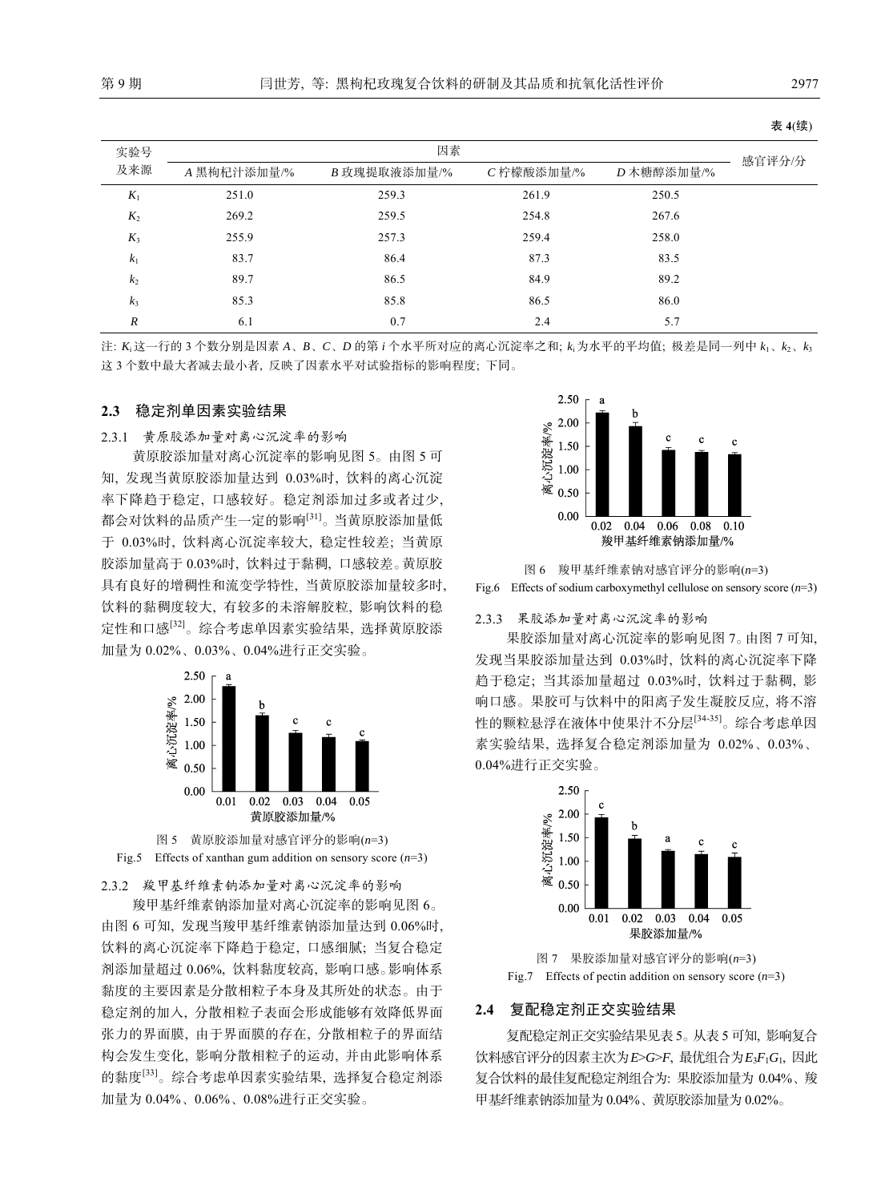表 4(续)

| 实验号及来源 | 因素 | | | | 感官评分/分 |
|---|---|---|---|---|---|
| | *A* 黑枸杞汁添加量/% | *B* 玫瑰提取液添加量/% | *C* 柠檬酸添加量/% | *D* 木糖醇添加量/% | |
| $K_1$ | 251.0 | 259.3 | 261.9 | 250.5 | |
| $K_2$ | 269.2 | 259.5 | 254.8 | 267.6 | |
| $K_3$ | 255.9 | 257.3 | 259.4 | 258.0 | |
| $k_1$ | 83.7 | 86.4 | 87.3 | 83.5 | |
| $k_2$ | 89.7 | 86.5 | 84.9 | 89.2 | |
| $k_3$ | 85.3 | 85.8 | 86.5 | 86.0 | |
| *R* | 6.1 | 0.7 | 2.4 | 5.7 | |

注: $K_i$这一行的 3 个数分别是因素 *A*、*B*、*C*、*D* 的第 *i* 个水平所对应的离心沉淀率之和; $k_i$为水平的平均值; 极差是同一列中 $k_1$、$k_2$、$k_3$这 3 个数中最大者减去最小者, 反映了因素水平对试验指标的影响程度; 下同。

## 2.3 稳定剂单因素实验结果

### 2.3.1 黄原胶添加量对离心沉淀率的影响

黄原胶添加量对离心沉淀率的影响见图 5。由图 5 可知, 发现当黄原胶添加量达到 0.03%时, 饮料的离心沉淀率下降趋于稳定, 口感较好。稳定剂添加过多或者过少, 都会对饮料的品质产生一定的影响[31]。当黄原胶添加量低于 0.03%时, 饮料离心沉淀率较大, 稳定性较差; 当黄原胶添加量高于 0.03%时, 饮料过于黏稠, 口感较差。黄原胶具有良好的增稠性和流变学特性, 当黄原胶添加量较多时, 饮料的黏稠度较大, 有较多的未溶解胶粒, 影响饮料的稳定性和口感[32]。综合考虑单因素实验结果, 选择黄原胶添加量为 0.02%、0.03%、0.04%进行正交实验。

图 5 黄原胶添加量对感官评分的影响($n$=3)

Fig.5 Effects of xanthan gum addition on sensory score ($n$=3)

### 2.3.2 羧甲基纤维素钠添加量对离心沉淀率的影响

羧甲基纤维素钠添加量对离心沉淀率的影响见图 6。由图 6 可知, 发现当羧甲基纤维素钠添加量达到 0.06%时, 饮料的离心沉淀率下降趋于稳定, 口感细腻; 当复合稳定剂添加量超过 0.06%, 饮料黏度较高, 影响口感。影响体系黏度的主要因素是分散相粒子本身及其所处的状态。由于稳定剂的加入, 分散相粒子表面会形成能够有效降低界面张力的界面膜, 由于界面膜的存在, 分散相粒子的界面结构会发生变化, 影响分散相粒子的运动, 并由此影响体系的黏度[33]。综合考虑单因素实验结果, 选择复合稳定剂添加量为 0.04%、0.06%、0.08%进行正交实验。

图 6 羧甲基纤维素钠对感官评分的影响($n$=3)

Fig.6 Effects of sodium carboxymethyl cellulose on sensory score ($n$=3)

### 2.3.3 果胶添加量对离心沉淀率的影响

果胶添加量对离心沉淀率的影响见图 7。由图 7 可知, 发现当果胶添加量达到 0.03%时, 饮料的离心沉淀率下降趋于稳定; 当其添加量超过 0.03%时, 饮料过于黏稠, 影响口感。果胶可与饮料中的阳离子发生凝胶反应, 将不溶性的颗粒悬浮在液体中使果汁不分层[34-35]。综合考虑单因素实验结果, 选择复合稳定剂添加量为 0.02%、0.03%、0.04%进行正交实验。

图 7 果胶添加量对感官评分的影响($n$=3)

Fig.7 Effects of pectin addition on sensory score ($n$=3)

## 2.4 复配稳定剂正交实验结果

复配稳定剂正交实验结果见表 5。从表 5 可知, 影响复合饮料感官评分的因素主次为$E>G>F$, 最优组合为$E_3F_1G_1$, 因此复合饮料的最佳复配稳定剂组合为: 果胶添加量为 0.04%、羧甲基纤维素钠添加量为 0.04%、黄原胶添加量为 0.02%。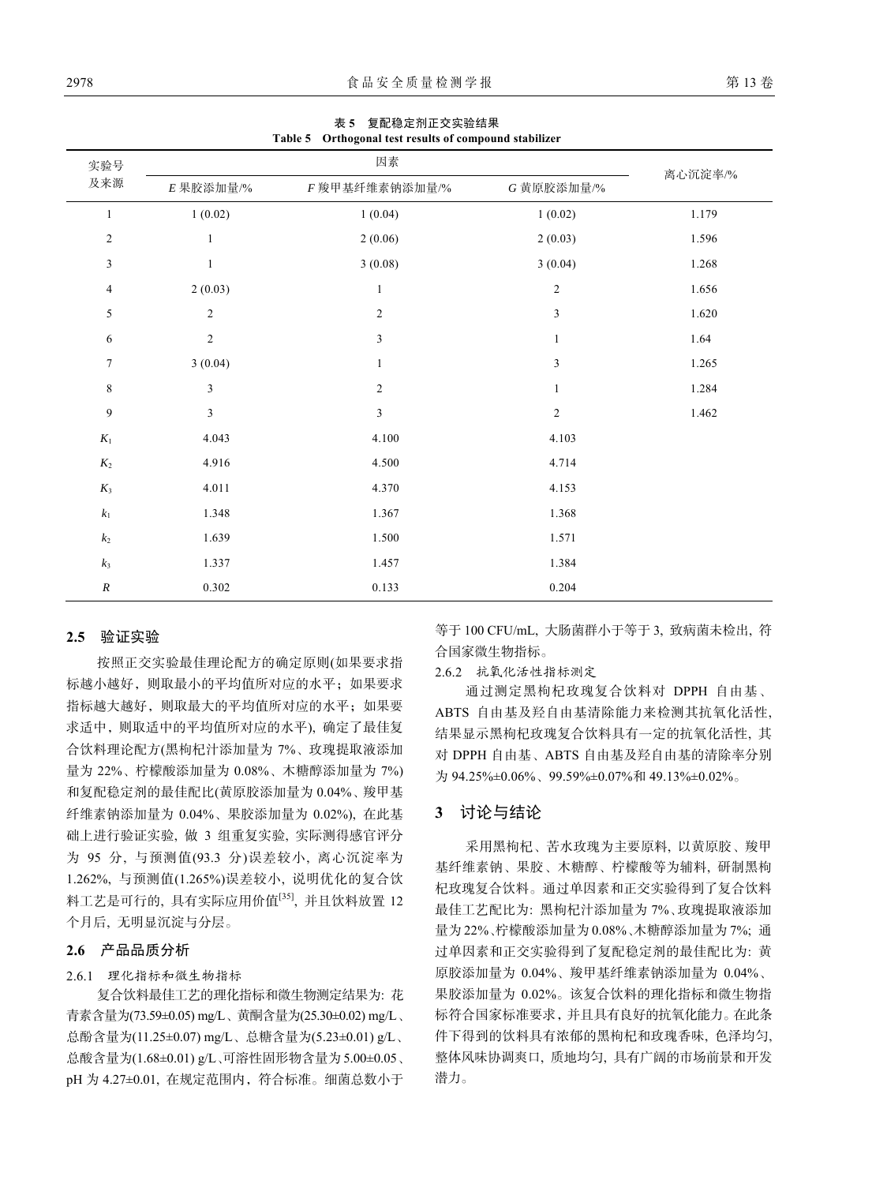表 5　复配稳定剂正交实验结果

Table 5　Orthogonal test results of compound stabilizer

| 实验号及来源 | 因素 | | | 离心沉淀率/% |
|---|---|---|---|---|
| | *E* 果胶添加量/% | *F* 羧甲基纤维素钠添加量/% | *G* 黄原胶添加量/% | |
| 1 | 1 (0.02) | 1 (0.04) | 1 (0.02) | 1.179 |
| 2 | 1 | 2 (0.06) | 2 (0.03) | 1.596 |
| 3 | 1 | 3 (0.08) | 3 (0.04) | 1.268 |
| 4 | 2 (0.03) | 1 | 2 | 1.656 |
| 5 | 2 | 2 | 3 | 1.620 |
| 6 | 2 | 3 | 1 | 1.64 |
| 7 | 3 (0.04) | 1 | 3 | 1.265 |
| 8 | 3 | 2 | 1 | 1.284 |
| 9 | 3 | 3 | 2 | 1.462 |
| $K_1$ | 4.043 | 4.100 | 4.103 | |
| $K_2$ | 4.916 | 4.500 | 4.714 | |
| $K_3$ | 4.011 | 4.370 | 4.153 | |
| $k_1$ | 1.348 | 1.367 | 1.368 | |
| $k_2$ | 1.639 | 1.500 | 1.571 | |
| $k_3$ | 1.337 | 1.457 | 1.384 | |
| $R$ | 0.302 | 0.133 | 0.204 | |

## 2.5　验证实验

按照正交实验最佳理论配方的确定原则(如果要求指标越小越好，则取最小的平均值所对应的水平；如果要求指标越大越好，则取最大的平均值所对应的水平；如果要求适中，则取适中的平均值所对应的水平), 确定了最佳复合饮料理论配方(黑枸杞汁添加量为 7%、玫瑰提取液添加量为 22%、柠檬酸添加量为 0.08%、木糖醇添加量为 7%)和复配稳定剂的最佳配比(黄原胶添加量为 0.04%、羧甲基纤维素钠添加量为 0.04%、果胶添加量为 0.02%), 在此基础上进行验证实验, 做 3 组重复实验, 实际测得感官评分为 95 分, 与预测值(93.3 分)误差较小, 离心沉淀率为 1.262%, 与预测值(1.265%)误差较小, 说明优化的复合饮料工艺是可行的, 具有实际应用价值[35], 并且饮料放置 12 个月后, 无明显沉淀与分层。

## 2.6　产品品质分析

### 2.6.1　理化指标和微生物指标

复合饮料最佳工艺的理化指标和微生物测定结果为: 花青素含量为(73.59±0.05) mg/L、黄酮含量为(25.30±0.02) mg/L、总酚含量为(11.25±0.07) mg/L、总糖含量为(5.23±0.01) g/L、总酸含量为(1.68±0.01) g/L、可溶性固形物含量为 5.00±0.05、pH 为 4.27±0.01, 在规定范围内，符合标准。细菌总数小于等于 100 CFU/mL, 大肠菌群小于等于 3, 致病菌未检出, 符合国家微生物指标。

### 2.6.2　抗氧化活性指标测定

通过测定黑枸杞玫瑰复合饮料对 DPPH 自由基、ABTS 自由基及羟自由基清除能力来检测其抗氧化活性, 结果显示黑枸杞玫瑰复合饮料具有一定的抗氧化活性, 其对 DPPH 自由基、ABTS 自由基及羟自由基的清除率分别为 94.25%±0.06%、99.59%±0.07%和 49.13%±0.02%。

# 3　讨论与结论

采用黑枸杞、苦水玫瑰为主要原料, 以黄原胶、羧甲基纤维素钠、果胶、木糖醇、柠檬酸等为辅料, 研制黑枸杞玫瑰复合饮料。通过单因素和正交实验得到了复合饮料最佳工艺配比为: 黑枸杞汁添加量为 7%、玫瑰提取液添加量为 22%、柠檬酸添加量为 0.08%、木糖醇添加量为 7%; 通过单因素和正交实验得到了复配稳定剂的最佳配比为: 黄原胶添加量为 0.04%、羧甲基纤维素钠添加量为 0.04%、果胶添加量为 0.02%。该复合饮料的理化指标和微生物指标符合国家标准要求，并且具有良好的抗氧化能力。在此条件下得到的饮料具有浓郁的黑枸杞和玫瑰香味, 色泽均匀, 整体风味协调爽口, 质地均匀, 具有广阔的市场前景和开发潜力。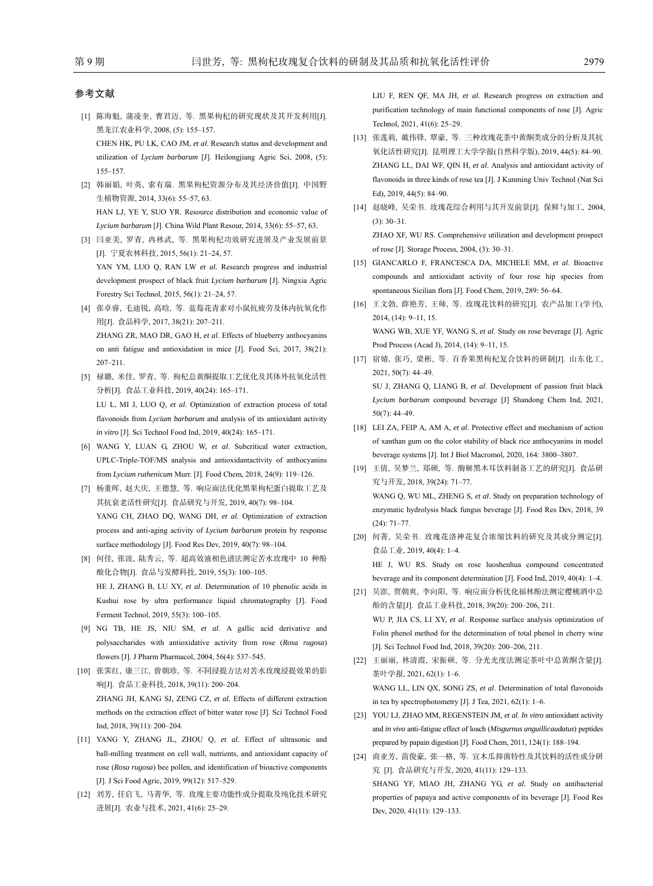## 参考文献

[1] 陈海魁, 蒲凌奎, 曹君迈, 等. 黑果枸杞的研究现状及其开发利用[J]. 黑龙江农业科学, 2008, (5): 155–157.
CHEN HK, PU LK, CAO JM, *et al*. Research status and development and utilization of *Lycium barbarum* [J]. Heilongjiang Agric Sci, 2008, (5): 155–157.

[2] 韩丽娟, 叶英, 索有瑞. 黑果枸杞资源分布及其经济价值[J]. 中国野生植物资源, 2014, 33(6): 55–57, 63.
HAN LJ, YE Y, SUO YR. Resource distribution and economic value of *Lycium barbarum* [J]. China Wild Plant Resour, 2014, 33(6): 55–57, 63.

[3] 闫亚美, 罗青, 冉林武, 等. 黑果枸杞功效研究进展及产业发展前景[J]. 宁夏农林科技, 2015, 56(1): 21–24, 57.
YAN YM, LUO Q, RAN LW *et al*. Research progress and industrial development prospect of black fruit *Lycium barbarum* [J]. Ningxia Agric Forestry Sci Technol, 2015, 56(1): 21–24, 57.

[4] 张卓睿, 毛迪锐, 高晗, 等. 蓝莓花青素对小鼠抗疲劳及体内抗氧化作用[J]. 食品科学, 2017, 38(21): 207–211.
ZHANG ZR, MAO DR, GAO H, *et al*. Effects of blueberry anthocyanins on anti fatigue and antioxidation in mice [J]. Food Sci, 2017, 38(21): 207–211.

[5] 禄璐, 米佳, 罗青, 等. 枸杞总黄酮提取工艺优化及其体外抗氧化活性分析[J]. 食品工业科技, 2019, 40(24): 165–171.
LU L, MI J, LUO Q, *et al*. Optimization of extraction process of total flavonoids from *Lycium barbarum* and analysis of its antioxidant activity *in vitro* [J]. Sci Technol Food Ind, 2019, 40(24): 165–171.

[6] WANG Y, LUAN G, ZHOU W, *et al*. Subcritical water extraction, UPLC-Triple-TOF/MS analysis and antioxidantactivity of anthocyanins from *Lycium ruthenicum* Murr. [J]. Food Chem, 2018, 24(9): 119–126.

[7] 杨重晖, 赵大庆, 王德慧, 等. 响应面法优化黑果枸杞蛋白提取工艺及其抗衰老活性研究[J]. 食品研究与开发, 2019, 40(7): 98–104.
YANG CH, ZHAO DQ, WANG DH, *et al*. Optimization of extraction process and anti-aging activity of *Lycium barbarum* protein by response surface methodology [J]. Food Res Dev, 2019, 40(7): 98–104.

[8] 何佳, 张波, 陆秀云, 等. 超高效液相色谱法测定苦水玫瑰中 10 种酚酸化合物[J]. 食品与发酵科技, 2019, 55(3): 100–105.
HE J, ZHANG B, LU XY, *et al*. Determination of 10 phenolic acids in Kushui rose by ultra performance liquid chromatography [J]. Food Ferment Technol, 2019, 55(3): 100–105.

[9] NG TB, HE JS, NIU SM, *et al*. A gallic acid derivative and polysaccharides with antioxidative activity from rose (*Rosa rugosa*) flowers [J]. J Pharm Pharmacol, 2004, 56(4): 537–545.

[10] 张霁红, 康三江, 曾朝珍, 等. 不同浸提方法对苦水玫瑰浸提效果的影响[J]. 食品工业科技, 2018, 39(11): 200–204.
ZHANG JH, KANG SJ, ZENG CZ, *et al*. Effects of different extraction methods on the extraction effect of bitter water rose [J]. Sci Technol Food Ind, 2018, 39(11): 200–204.

[11] YANG Y, ZHANG JL, ZHOU Q, *et al*. Effect of ultrasonic and ball-milling treatment on cell wall, nutrients, and antioxidant capacity of rose (*Rosa rugosa*) bee pollen, and identification of bioactive components [J]. J Sci Food Agric, 2019, 99(12): 517–529.

[12] 刘芳, 任启飞, 马菁华, 等. 玫瑰主要功能性成分提取及纯化技术研究进展[J]. 农业与技术, 2021, 41(6): 25–29.
LIU F, REN QF, MA JH, *et al*. Research progress on extraction and purification technology of main functional components of rose [J]. Agric Technol, 2021, 41(6): 25–29.

[13] 张莲莉, 戴伟锋, 覃豪, 等. 三种玫瑰花茶中黄酮类成分的分析及其抗氧化活性研究[J]. 昆明理工大学学报(自然科学版), 2019, 44(5): 84–90.
ZHANG LL, DAI WF, QIN H, *et al*. Analysis and antioxidant activity of flavonoids in three kinds of rose tea [J]. J Kunming Univ Technol (Nat Sci Ed), 2019, 44(5): 84–90.

[14] 赵晓峰, 吴荣书. 玫瑰花综合利用与其开发前景[J]. 保鲜与加工, 2004, (3): 30–31.
ZHAO XF, WU RS. Comprehensive utilization and development prospect of rose [J]. Storage Process, 2004, (3): 30–31.

[15] GIANCARLO F, FRANCESCA DA, MICHELE MM, *et al*. Bioactive compounds and antioxidant activity of four rose hip species from spontaneous Sicilian flora [J]. Food Chem, 2019, 289: 56–64.

[16] 王文勃, 薛艳芳, 王帅, 等. 玫瑰花饮料的研究[J]. 农产品加工(学刊), 2014, (14): 9–11, 15.
WANG WB, XUE YF, WANG S, *et al*. Study on rose beverage [J]. Agric Prod Process (Acad J), 2014, (14): 9–11, 15.

[17] 宿婧, 张巧, 梁彬, 等. 百香果黑枸杞复合饮料的研制[J]. 山东化工, 2021, 50(7): 44–49.
SU J, ZHANG Q, LIANG B, *et al*. Development of passion fruit black *Lycium barbarum* compound beverage [J] Shandong Chem Ind, 2021, 50(7): 44–49.

[18] LEI ZA, FEIP A, AM A, *et al*. Protective effect and mechanism of action of xanthan gum on the color stability of black rice anthocyanins in model beverage systems [J]. Int J Biol Macromol, 2020, 164: 3800–3807.

[19] 王倩, 吴梦兰, 郑硕, 等. 酶解黑木耳饮料制备工艺的研究[J]. 食品研究与开发, 2018, 39(24): 71–77.
WANG Q, WU ML, ZHENG S, *et al*. Study on preparation technology of enzymatic hydrolysis black fungus beverage [J]. Food Res Dev, 2018, 39 (24): 71–77.

[20] 何菁, 吴荣书. 玫瑰花洛神花复合浓缩饮料的研究及其成分测定[J]. 食品工业, 2019, 40(4): 1–4.
HE J, WU RS. Study on rose luoshenhua compound concentrated beverage and its component determination [J]. Food Ind, 2019, 40(4): 1–4.

[21] 吴澎, 贾朝爽, 李向阳, 等. 响应面分析优化福林酚法测定樱桃酒中总酚的含量[J]. 食品工业科技, 2018, 39(20): 200–206, 211.
WU P, JIA CS, LI XY, *et al*. Response surface analysis optimization of Folin phenol method for the determination of total phenol in cherry wine [J]. Sci Technol Food Ind, 2018, 39(20): 200–206, 211.

[22] 王丽丽, 林清霞, 宋振硕, 等. 分光光度法测定茶叶中总黄酮含量[J]. 茶叶学报, 2021, 62(1): 1–6.
WANG LL, LIN QX, SONG ZS, *et al*. Determination of total flavonoids in tea by spectrophotometry [J]. J Tea, 2021, 62(1): 1–6.

[23] YOU LJ, ZHAO MM, REGENSTEIN JM, *et al*. *In vitro* antioxidant activity and *in vivo* anti-fatigue effect of loach (*Misgurnus anguillicaudatus*) peptides prepared by papain digestion [J]. Food Chem, 2011, 124(1): 188–194.

[24] 商亚芳, 苗俊豪, 张一格, 等. 宣木瓜抑菌特性及其饮料的活性成分研究 [J]. 食品研究与开发, 2020, 41(11): 129–133.
SHANG YF, MIAO JH, ZHANG YG, *et al*. Study on antibacterial properties of papaya and active components of its beverage [J]. Food Res Dev, 2020, 41(11): 129–133.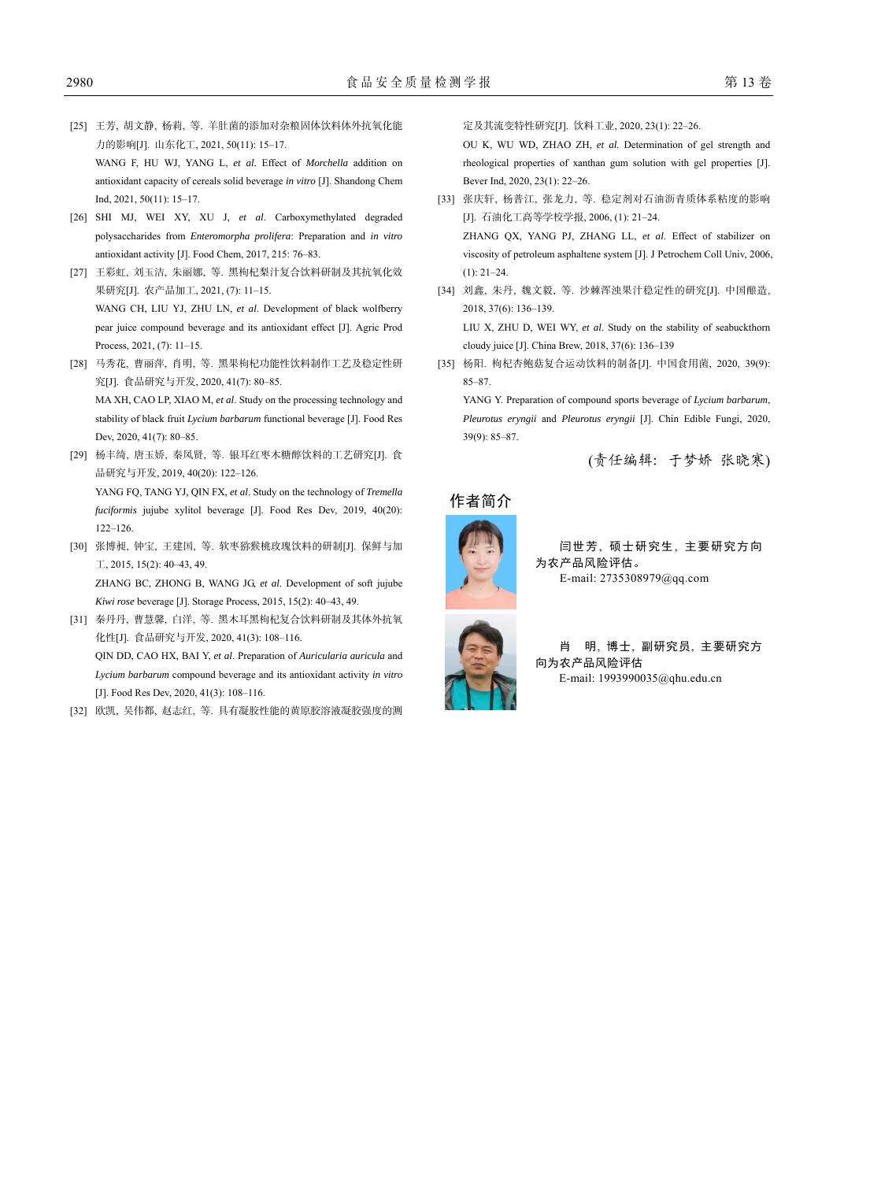[25] 王芳, 胡文静, 杨莉, 等. 羊肚菌的添加对杂粮固体饮料体外抗氧化能力的影响[J]. 山东化工, 2021, 50(11): 15–17.

WANG F, HU WJ, YANG L, *et al*. Effect of *Morchella* addition on antioxidant capacity of cereals solid beverage *in vitro* [J]. Shandong Chem Ind, 2021, 50(11): 15–17.

[26] SHI MJ, WEI XY, XU J, *et al*. Carboxymethylated degraded polysaccharides from *Enteromorpha prolifera*: Preparation and *in vitro* antioxidant activity [J]. Food Chem, 2017, 215: 76–83.

[27] 王彩虹, 刘玉洁, 朱丽娜, 等. 黑枸杞梨汁复合饮料研制及其抗氧化效果研究[J]. 农产品加工, 2021, (7): 11–15.

WANG CH, LIU YJ, ZHU LN, *et al*. Development of black wolfberry pear juice compound beverage and its antioxidant effect [J]. Agric Prod Process, 2021, (7): 11–15.

[28] 马秀花, 曹丽萍, 肖明, 等. 黑果枸杞功能性饮料制作工艺及稳定性研究[J]. 食品研究与开发, 2020, 41(7): 80–85.

MA XH, CAO LP, XIAO M, *et al*. Study on the processing technology and stability of black fruit *Lycium barbarum* functional beverage [J]. Food Res Dev, 2020, 41(7): 80–85.

[29] 杨丰绮, 唐玉娇, 秦凤贤, 等. 银耳红枣木糖醇饮料的工艺研究[J]. 食品研究与开发, 2019, 40(20): 122–126.

YANG FQ, TANG YJ, QIN FX, *et al*. Study on the technology of *Tremella fuciformis* jujube xylitol beverage [J]. Food Res Dev, 2019, 40(20): 122–126.

[30] 张博昶, 钟宝, 王建国, 等. 软枣猕猴桃玫瑰饮料的研制[J]. 保鲜与加工, 2015, 15(2): 40–43, 49.

ZHANG BC, ZHONG B, WANG JG, *et al*. Development of soft jujube *Kiwi rose* beverage [J]. Storage Process, 2015, 15(2): 40–43, 49.

[31] 秦丹丹, 曹慧馨, 白洋, 等. 黑木耳黑枸杞复合饮料研制及其体外抗氧化性[J]. 食品研究与开发, 2020, 41(3): 108–116.

QIN DD, CAO HX, BAI Y, *et al*. Preparation of *Auricularia auricula* and *Lycium barbarum* compound beverage and its antioxidant activity *in vitro* [J]. Food Res Dev, 2020, 41(3): 108–116.

[32] 欧凯, 吴伟都, 赵志红, 等. 具有凝胶性能的黄原胶溶液凝胶强度的测定及其流变特性研究[J]. 饮料工业, 2020, 23(1): 22–26.

OU K, WU WD, ZHAO ZH, *et al*. Determination of gel strength and rheological properties of xanthan gum solution with gel properties [J]. Bever Ind, 2020, 23(1): 22–26.

[33] 张庆轩, 杨普江, 张龙力, 等. 稳定剂对石油沥青质体系粘度的影响[J]. 石油化工高等学校学报, 2006, (1): 21–24.

ZHANG QX, YANG PJ, ZHANG LL, *et al*. Effect of stabilizer on viscosity of petroleum asphaltene system [J]. J Petrochem Coll Univ, 2006, (1): 21–24.

[34] 刘鑫, 朱丹, 魏文毅, 等. 沙棘浑浊果汁稳定性的研究[J]. 中国酿造, 2018, 37(6): 136–139.

LIU X, ZHU D, WEI WY, *et al*. Study on the stability of seabuckthorn cloudy juice [J]. China Brew, 2018, 37(6): 136–139

[35] 杨阳. 枸杞杏鲍菇复合运动饮料的制备[J]. 中国食用菌, 2020, 39(9): 85–87.

YANG Y. Preparation of compound sports beverage of *Lycium barbarum*, *Pleurotus eryngii* and *Pleurotus eryngii* [J]. Chin Edible Fungi, 2020, 39(9): 85–87.

(责任编辑: 于梦娇 张晓寒)

## 作者简介

闫世芳, 硕士研究生, 主要研究方向为农产品风险评估。

E-mail: 2735308979@qq.com

肖 明, 博士, 副研究员, 主要研究方向为农产品风险评估

E-mail: 1993990035@qhu.edu.cn